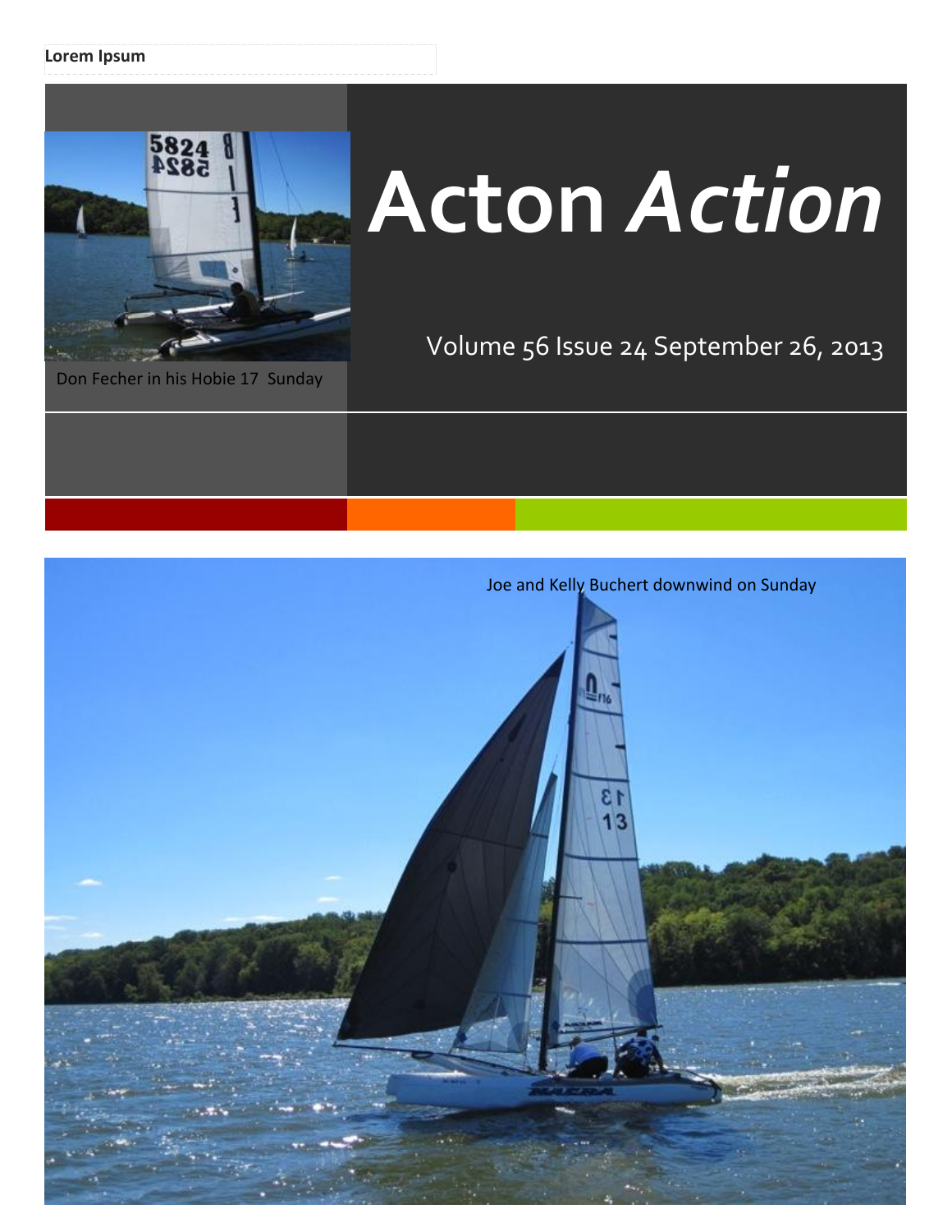Lorem Ipsum

# Acton *Action*

Volume 56 Issue 24 September 26, 2013

Don Fecher in his Hobie 17 Sunday

Joe and Kelly Buchert downwind on Sunday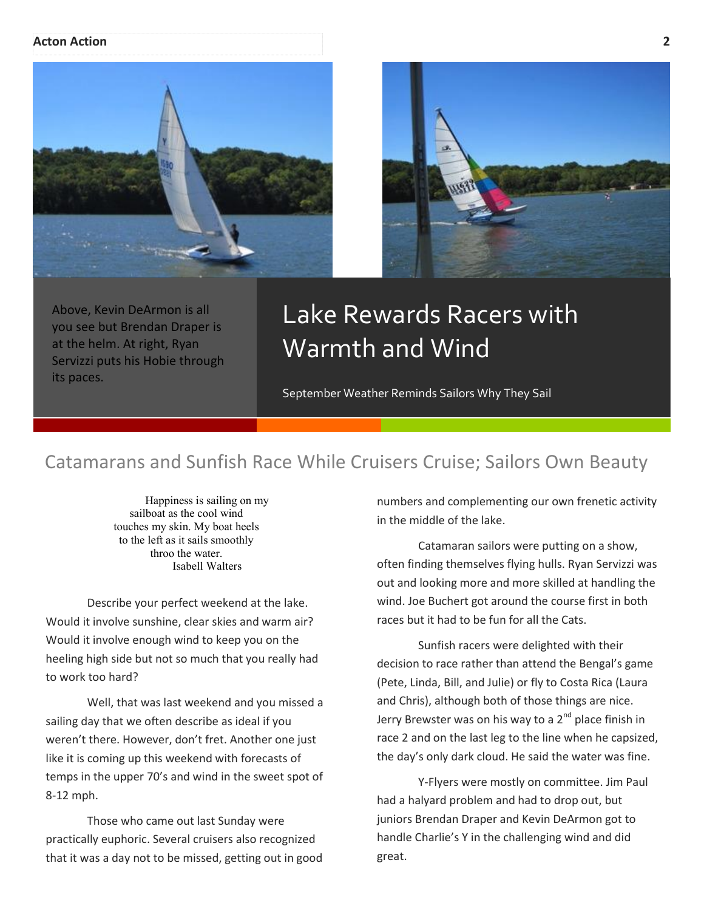Above, Kevin DeArmon is all you see but Brendan Draper is at the helm. At right, Ryan Servizzi puts his Hobie through its paces.

# Lake Rewards Racers with Warmth and Wind

September Weather Reminds Sailors Why They Sail

## Catamarans and Sunfish Race While Cruisers Cruise; Sailors Own Beauty

> Happiness is sailing on my sailboat as the cool wind touches my skin. My boat heels to the left as it sails smoothly throo the water.
> Isabell Walters

Describe your perfect weekend at the lake. Would it involve sunshine, clear skies and warm air? Would it involve enough wind to keep you on the heeling high side but not so much that you really had to work too hard?

Well, that was last weekend and you missed a sailing day that we often describe as ideal if you weren't there. However, don't fret. Another one just like it is coming up this weekend with forecasts of temps in the upper 70's and wind in the sweet spot of 8-12 mph.

Those who came out last Sunday were practically euphoric. Several cruisers also recognized that it was a day not to be missed, getting out in good numbers and complementing our own frenetic activity in the middle of the lake.

Catamaran sailors were putting on a show, often finding themselves flying hulls. Ryan Servizzi was out and looking more and more skilled at handling the wind. Joe Buchert got around the course first in both races but it had to be fun for all the Cats.

Sunfish racers were delighted with their decision to race rather than attend the Bengal's game (Pete, Linda, Bill, and Julie) or fly to Costa Rica (Laura and Chris), although both of those things are nice. Jerry Brewster was on his way to a 2nd place finish in race 2 and on the last leg to the line when he capsized, the day's only dark cloud. He said the water was fine.

Y-Flyers were mostly on committee. Jim Paul had a halyard problem and had to drop out, but juniors Brendan Draper and Kevin DeArmon got to handle Charlie's Y in the challenging wind and did great.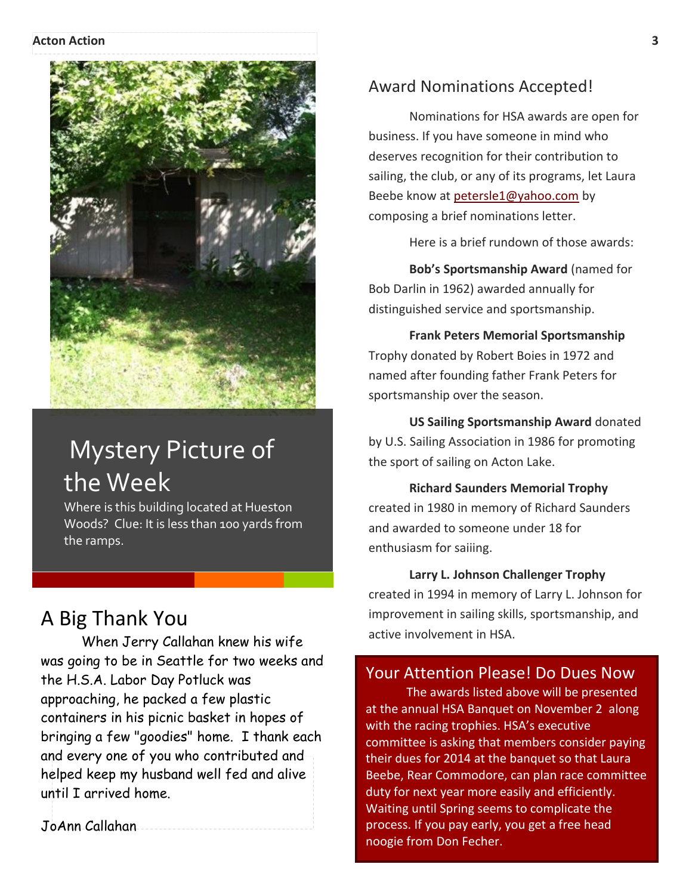## Mystery Picture of the Week

Where is this building located at Hueston Woods? Clue: It is less than 100 yards from the ramps.

## A Big Thank You

When Jerry Callahan knew his wife was going to be in Seattle for two weeks and the H.S.A. Labor Day Potluck was approaching, he packed a few plastic containers in his picnic basket in hopes of bringing a few "goodies" home. I thank each and every one of you who contributed and helped keep my husband well fed and alive until I arrived home.

JoAnn Callahan

## Award Nominations Accepted!

Nominations for HSA awards are open for business. If you have someone in mind who deserves recognition for their contribution to sailing, the club, or any of its programs, let Laura Beebe know at petersle1@yahoo.com by composing a brief nominations letter.

Here is a brief rundown of those awards:

**Bob's Sportsmanship Award** (named for Bob Darlin in 1962) awarded annually for distinguished service and sportsmanship.

**Frank Peters Memorial Sportsmanship** Trophy donated by Robert Boies in 1972 and named after founding father Frank Peters for sportsmanship over the season.

**US Sailing Sportsmanship Award** donated by U.S. Sailing Association in 1986 for promoting the sport of sailing on Acton Lake.

**Richard Saunders Memorial Trophy** created in 1980 in memory of Richard Saunders and awarded to someone under 18 for enthusiasm for saiiing.

**Larry L. Johnson Challenger Trophy** created in 1994 in memory of Larry L. Johnson for improvement in sailing skills, sportsmanship, and active involvement in HSA.

## Your Attention Please! Do Dues Now

The awards listed above will be presented at the annual HSA Banquet on November 2 along with the racing trophies. HSA's executive committee is asking that members consider paying their dues for 2014 at the banquet so that Laura Beebe, Rear Commodore, can plan race committee duty for next year more easily and efficiently. Waiting until Spring seems to complicate the process. If you pay early, you get a free head noogie from Don Fecher.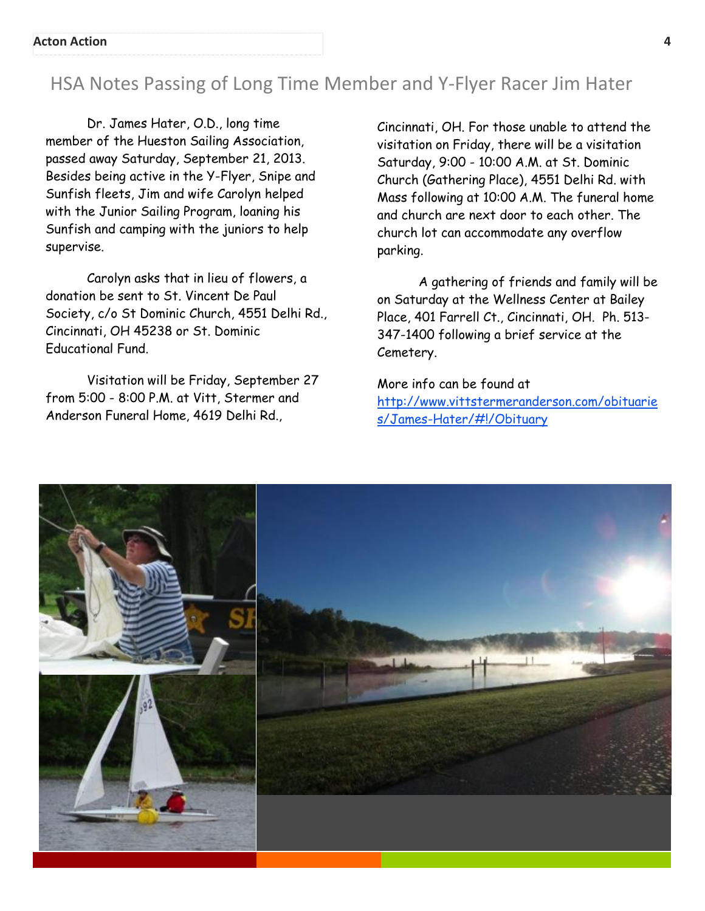## HSA Notes Passing of Long Time Member and Y-Flyer Racer Jim Hater

Dr. James Hater, O.D., long time member of the Hueston Sailing Association, passed away Saturday, September 21, 2013. Besides being active in the Y-Flyer, Snipe and Sunfish fleets, Jim and wife Carolyn helped with the Junior Sailing Program, loaning his Sunfish and camping with the juniors to help supervise.

Carolyn asks that in lieu of flowers, a donation be sent to St. Vincent De Paul Society, c/o St Dominic Church, 4551 Delhi Rd., Cincinnati, OH 45238 or St. Dominic Educational Fund.

Visitation will be Friday, September 27 from 5:00 - 8:00 P.M. at Vitt, Stermer and Anderson Funeral Home, 4619 Delhi Rd., Cincinnati, OH. For those unable to attend the visitation on Friday, there will be a visitation Saturday, 9:00 - 10:00 A.M. at St. Dominic Church (Gathering Place), 4551 Delhi Rd. with Mass following at 10:00 A.M. The funeral home and church are next door to each other. The church lot can accommodate any overflow parking.

A gathering of friends and family will be on Saturday at the Wellness Center at Bailey Place, 401 Farrell Ct., Cincinnati, OH. Ph. 513-347-1400 following a brief service at the Cemetery.

More info can be found at [http://www.vittstermeranderson.com/obituaries/James-Hater/#!/Obituary](http://www.vittstermeranderson.com/obituaries/James-Hater/#!/Obituary)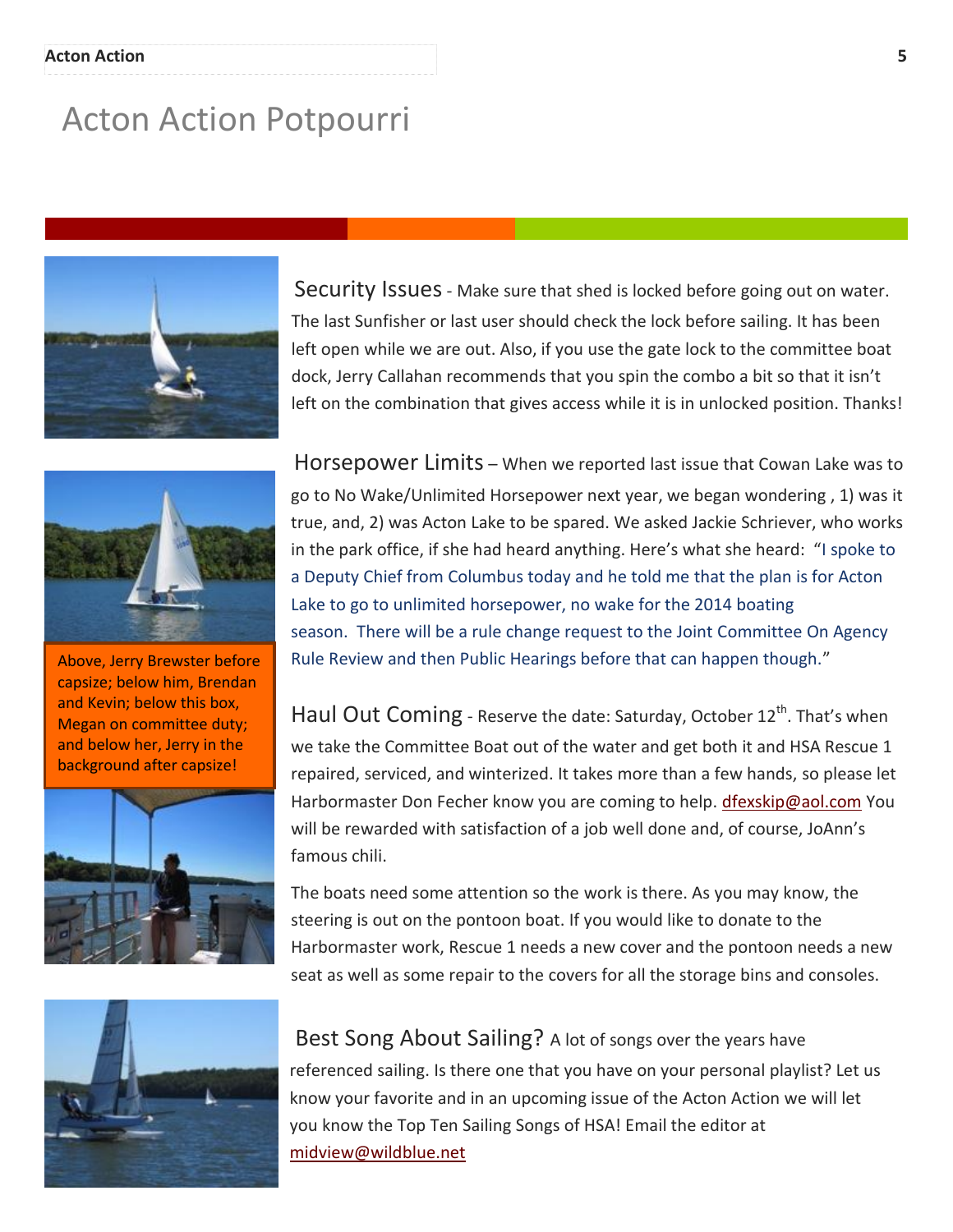# Acton Action Potpourri

Above, Jerry Brewster before capsize; below him, Brendan and Kevin; below this box, Megan on committee duty; and below her, Jerry in the background after capsize!

## Security Issues

Make sure that shed is locked before going out on water. The last Sunfisher or last user should check the lock before sailing. It has been left open while we are out. Also, if you use the gate lock to the committee boat dock, Jerry Callahan recommends that you spin the combo a bit so that it isn't left on the combination that gives access while it is in unlocked position. Thanks!

## Horsepower Limits

When we reported last issue that Cowan Lake was to go to No Wake/Unlimited Horsepower next year, we began wondering , 1) was it true, and, 2) was Acton Lake to be spared. We asked Jackie Schriever, who works in the park office, if she had heard anything. Here's what she heard: "I spoke to a Deputy Chief from Columbus today and he told me that the plan is for Acton Lake to go to unlimited horsepower, no wake for the 2014 boating season. There will be a rule change request to the Joint Committee On Agency Rule Review and then Public Hearings before that can happen though."

## Haul Out Coming

Reserve the date: Saturday, October 12th. That's when we take the Committee Boat out of the water and get both it and HSA Rescue 1 repaired, serviced, and winterized. It takes more than a few hands, so please let Harbormaster Don Fecher know you are coming to help. dfexskip@aol.com You will be rewarded with satisfaction of a job well done and, of course, JoAnn's famous chili.

The boats need some attention so the work is there. As you may know, the steering is out on the pontoon boat. If you would like to donate to the Harbormaster work, Rescue 1 needs a new cover and the pontoon needs a new seat as well as some repair to the covers for all the storage bins and consoles.

## Best Song About Sailing?

A lot of songs over the years have referenced sailing. Is there one that you have on your personal playlist? Let us know your favorite and in an upcoming issue of the Acton Action we will let you know the Top Ten Sailing Songs of HSA! Email the editor at midview@wildblue.net